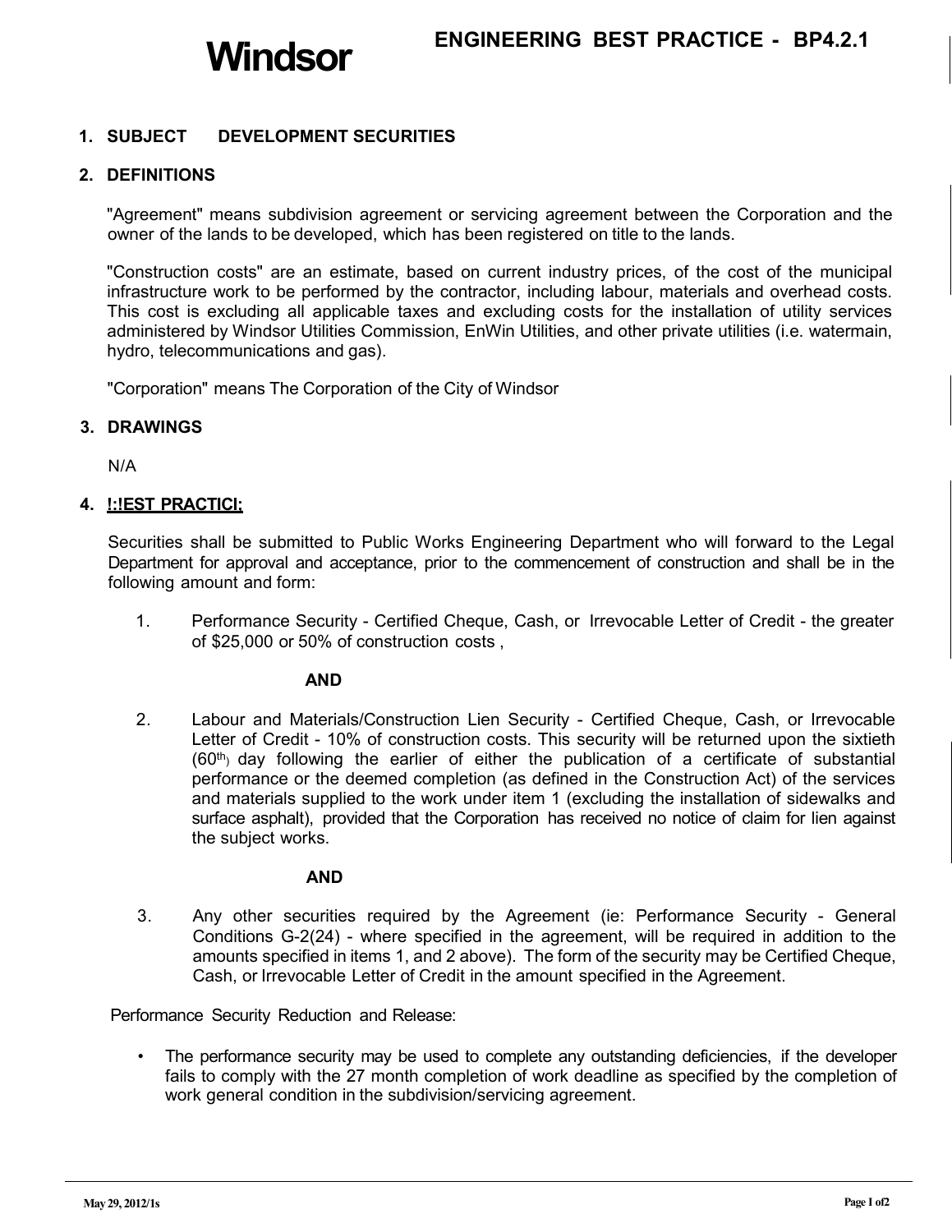# Windsor

## ENGINEERING BEST PRACTICE - BP4.2.1

### 1. SUBJECT DEVELOPMENT SECURITIES

### 2. DEFINITIONS

"Agreement" means subdivision agreement or servicing agreement between the Corporation and the owner of the lands to be developed, which has been registered on title to the lands.

"Construction costs" are an estimate, based on current industry prices, of the cost of the municipal infrastructure work to be performed by the contractor, including labour, materials and overhead costs. This cost is excluding all applicable taxes and excluding costs for the installation of utility services administered by Windsor Utilities Commission, EnWin Utilities, and other private utilities (i.e. watermain, hydro, telecommunications and gas).

"Corporation" means The Corporation of the City of Windsor

### 3. DRAWINGS

N/A

### 4. !:!EST PRACTICI;

Securities shall be submitted to Public Works Engineering Department who will forward to the Legal Department for approval and acceptance, prior to the commencement of construction and shall be in the following amount and form:

1. Performance Security - Certified Cheque, Cash, or Irrevocable Letter of Credit - the greater of $25,000 or 50% of construction costs ,

   **AND**

2. Labour and Materials/Construction Lien Security - Certified Cheque, Cash, or Irrevocable Letter of Credit - 10% of construction costs. This security will be returned upon the sixtieth (60th) day following the earlier of either the publication of a certificate of substantial performance or the deemed completion (as defined in the Construction Act) of the services and materials supplied to the work under item 1 (excluding the installation of sidewalks and surface asphalt), provided that the Corporation has received no notice of claim for lien against the subject works.

   **AND**

3. Any other securities required by the Agreement (ie: Performance Security - General Conditions G-2(24) - where specified in the agreement, will be required in addition to the amounts specified in items 1, and 2 above). The form of the security may be Certified Cheque, Cash, or Irrevocable Letter of Credit in the amount specified in the Agreement.

Performance Security Reduction and Release:

- The performance security may be used to complete any outstanding deficiencies, if the developer fails to comply with the 27 month completion of work deadline as specified by the completion of work general condition in the subdivision/servicing agreement.

May 29, 2012/1s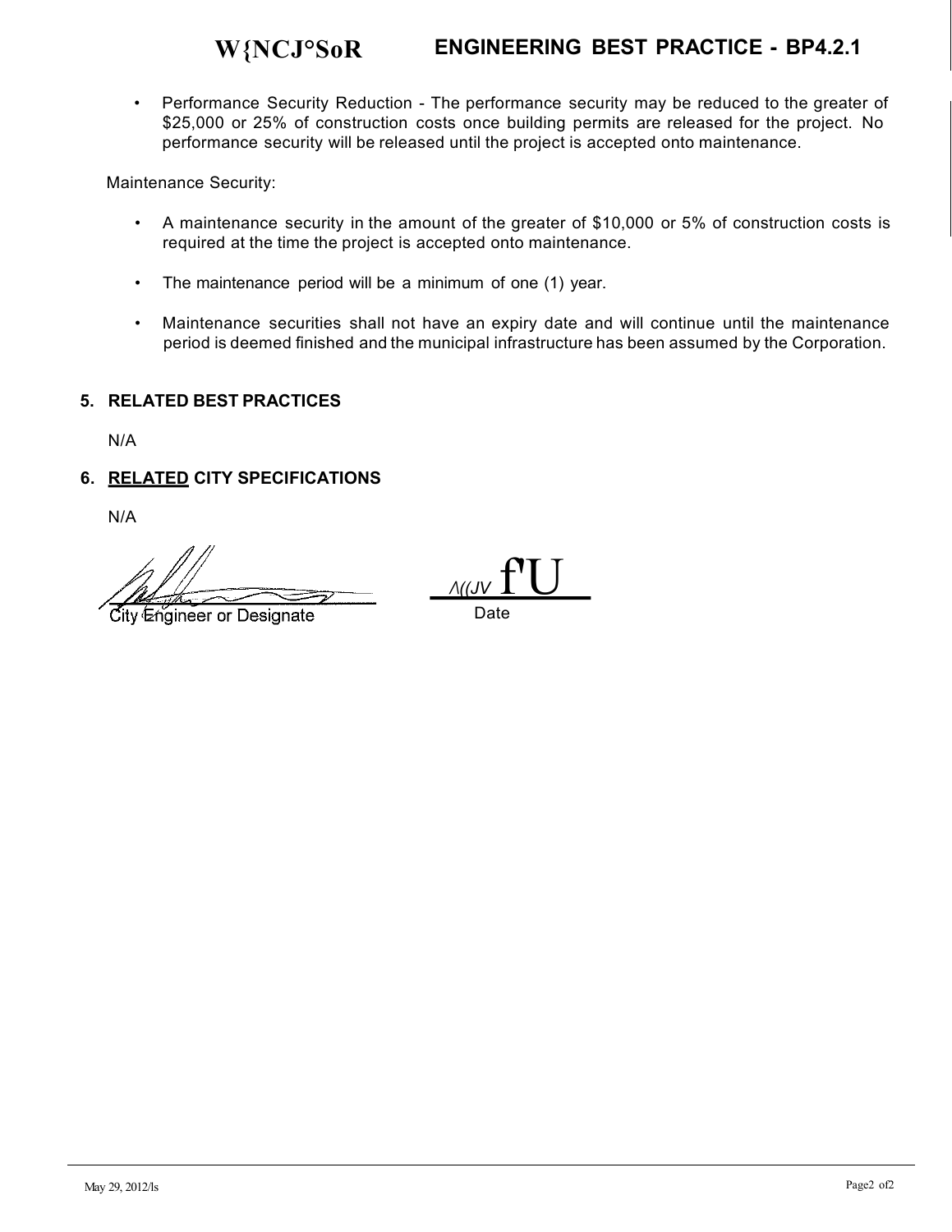- Performance Security Reduction - The performance security may be reduced to the greater of $25,000 or 25% of construction costs once building permits are released for the project. No performance security will be released until the project is accepted onto maintenance.

Maintenance Security:

- A maintenance security in the amount of the greater of $10,000 or 5% of construction costs is required at the time the project is accepted onto maintenance.
- The maintenance period will be a minimum of one (1) year.
- Maintenance securities shall not have an expiry date and will continue until the maintenance period is deemed finished and the municipal infrastructure has been assumed by the Corporation.

## 5. RELATED BEST PRACTICES

N/A

## 6. RELATED CITY SPECIFICATIONS

N/A

City Engineer or Designate

Date